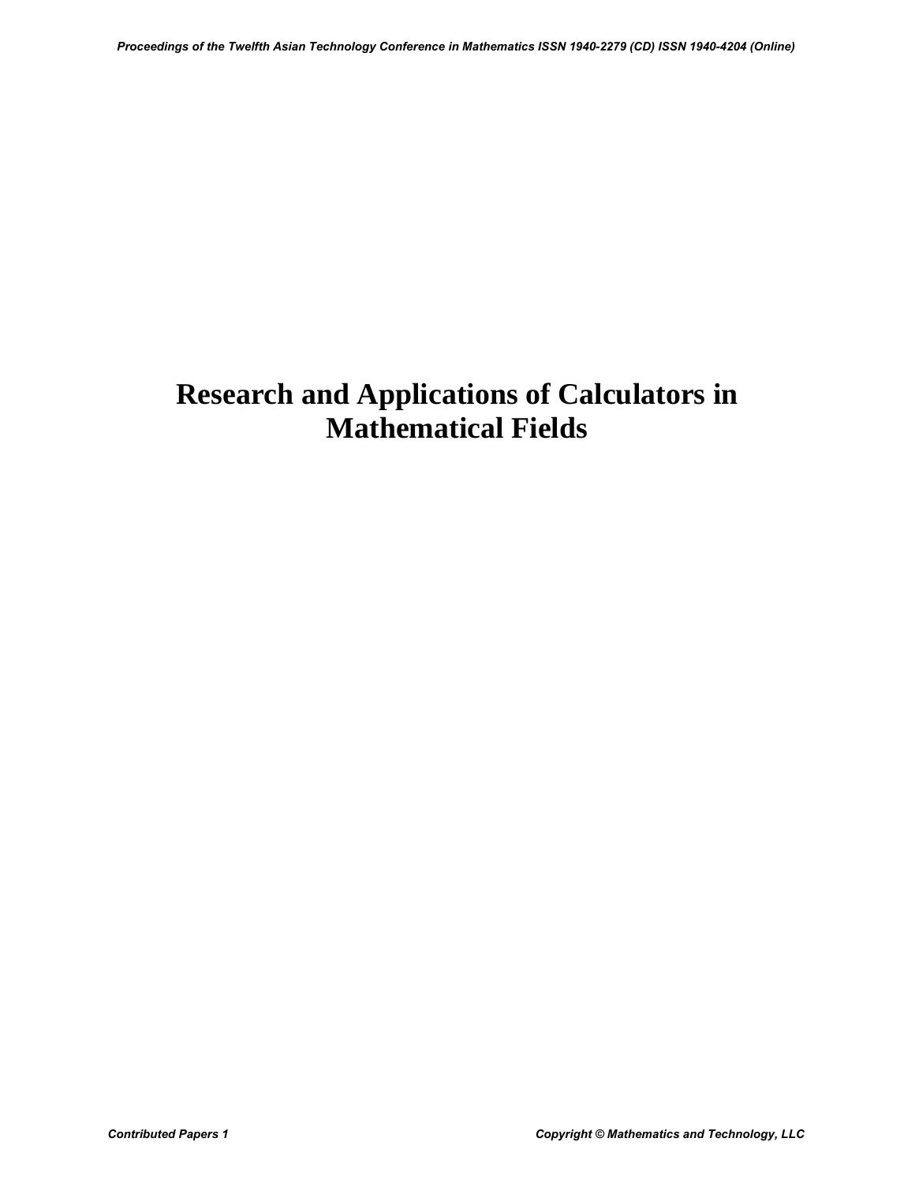# Research and Applications of Calculators in Mathematical Fields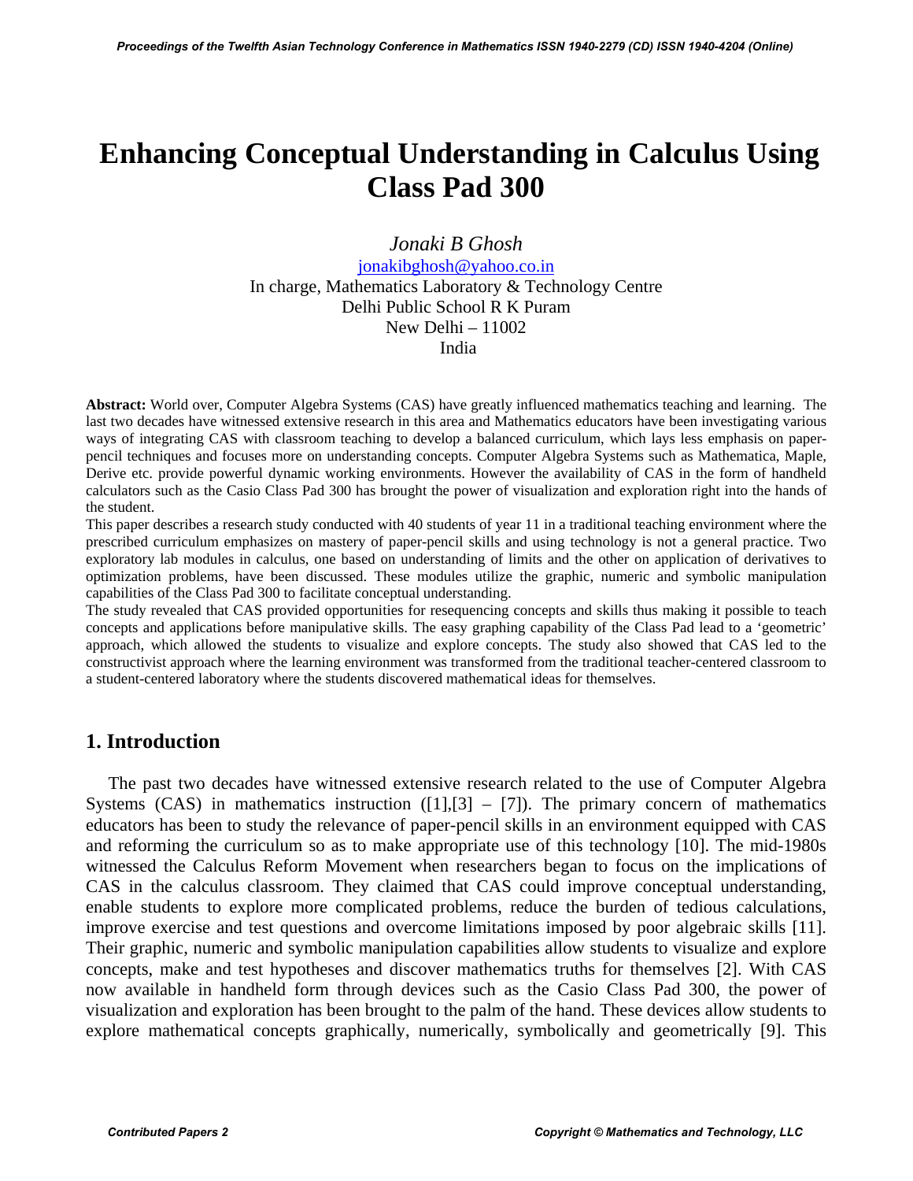# Enhancing Conceptual Understanding in Calculus Using Class Pad 300

*Jonaki B Ghosh*
jonakibghosh@yahoo.co.in
In charge, Mathematics Laboratory & Technology Centre
Delhi Public School R K Puram
New Delhi – 11002
India

**Abstract:** World over, Computer Algebra Systems (CAS) have greatly influenced mathematics teaching and learning. The last two decades have witnessed extensive research in this area and Mathematics educators have been investigating various ways of integrating CAS with classroom teaching to develop a balanced curriculum, which lays less emphasis on paper-pencil techniques and focuses more on understanding concepts. Computer Algebra Systems such as Mathematica, Maple, Derive etc. provide powerful dynamic working environments. However the availability of CAS in the form of handheld calculators such as the Casio Class Pad 300 has brought the power of visualization and exploration right into the hands of the student.

This paper describes a research study conducted with 40 students of year 11 in a traditional teaching environment where the prescribed curriculum emphasizes on mastery of paper-pencil skills and using technology is not a general practice. Two exploratory lab modules in calculus, one based on understanding of limits and the other on application of derivatives to optimization problems, have been discussed. These modules utilize the graphic, numeric and symbolic manipulation capabilities of the Class Pad 300 to facilitate conceptual understanding.

The study revealed that CAS provided opportunities for resequencing concepts and skills thus making it possible to teach concepts and applications before manipulative skills. The easy graphing capability of the Class Pad lead to a 'geometric' approach, which allowed the students to visualize and explore concepts. The study also showed that CAS led to the constructivist approach where the learning environment was transformed from the traditional teacher-centered classroom to a student-centered laboratory where the students discovered mathematical ideas for themselves.

## 1. Introduction

The past two decades have witnessed extensive research related to the use of Computer Algebra Systems (CAS) in mathematics instruction ([1],[3] – [7]). The primary concern of mathematics educators has been to study the relevance of paper-pencil skills in an environment equipped with CAS and reforming the curriculum so as to make appropriate use of this technology [10]. The mid-1980s witnessed the Calculus Reform Movement when researchers began to focus on the implications of CAS in the calculus classroom. They claimed that CAS could improve conceptual understanding, enable students to explore more complicated problems, reduce the burden of tedious calculations, improve exercise and test questions and overcome limitations imposed by poor algebraic skills [11]. Their graphic, numeric and symbolic manipulation capabilities allow students to visualize and explore concepts, make and test hypotheses and discover mathematics truths for themselves [2]. With CAS now available in handheld form through devices such as the Casio Class Pad 300, the power of visualization and exploration has been brought to the palm of the hand. These devices allow students to explore mathematical concepts graphically, numerically, symbolically and geometrically [9]. This